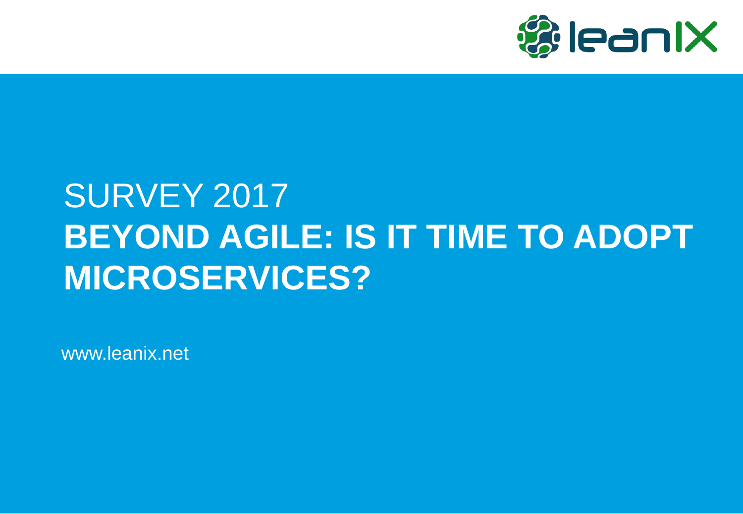leanIX

SURVEY 2017

# BEYOND AGILE: IS IT TIME TO ADOPT MICROSERVICES?

www.leanix.net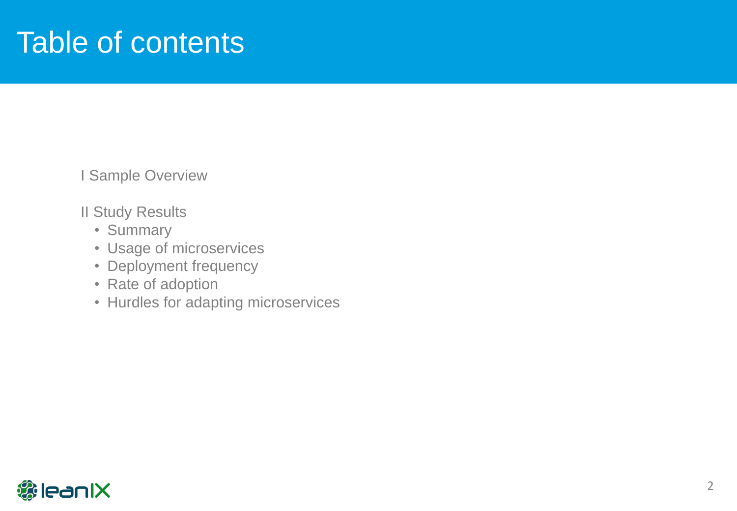# Table of contents

I Sample Overview

II Study Results

- Summary
- Usage of microservices
- Deployment frequency
- Rate of adoption
- Hurdles for adapting microservices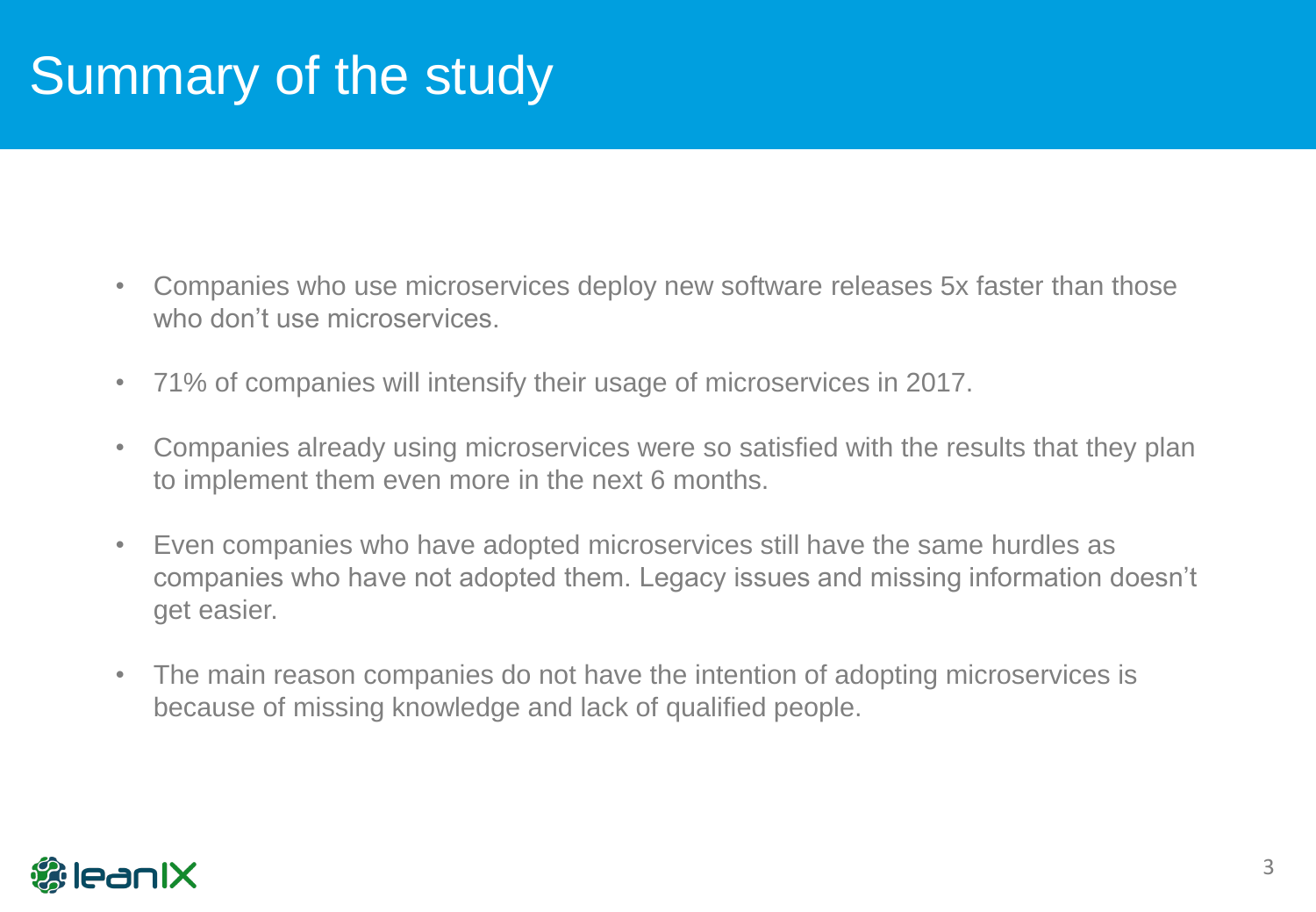# Summary of the study

- Companies who use microservices deploy new software releases 5x faster than those who don't use microservices.
- 71% of companies will intensify their usage of microservices in 2017.
- Companies already using microservices were so satisfied with the results that they plan to implement them even more in the next 6 months.
- Even companies who have adopted microservices still have the same hurdles as companies who have not adopted them. Legacy issues and missing information doesn't get easier.
- The main reason companies do not have the intention of adopting microservices is because of missing knowledge and lack of qualified people.

leanIX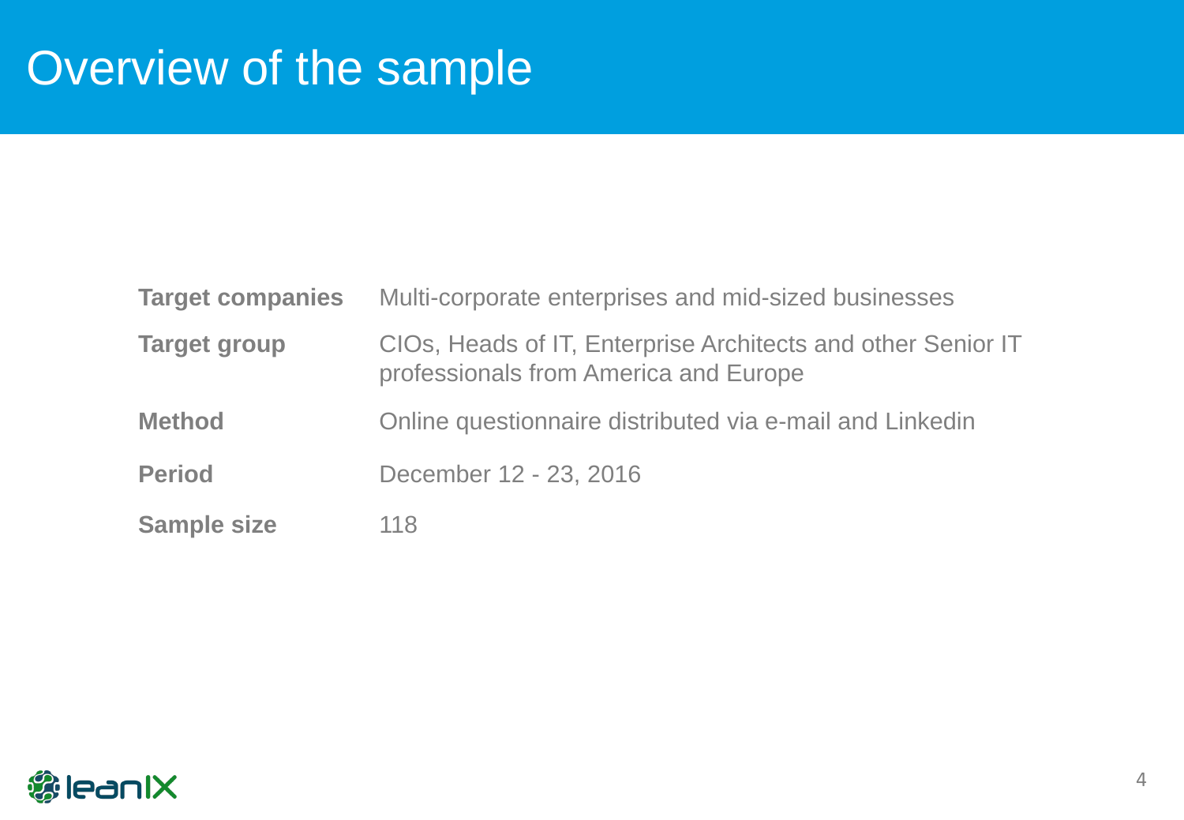# Overview of the sample

| | |
|---|---|
| **Target companies** | Multi-corporate enterprises and mid-sized businesses |
| **Target group** | CIOs, Heads of IT, Enterprise Architects and other Senior IT professionals from America and Europe |
| **Method** | Online questionnaire distributed via e-mail and Linkedin |
| **Period** | December 12 - 23, 2016 |
| **Sample size** | 118 |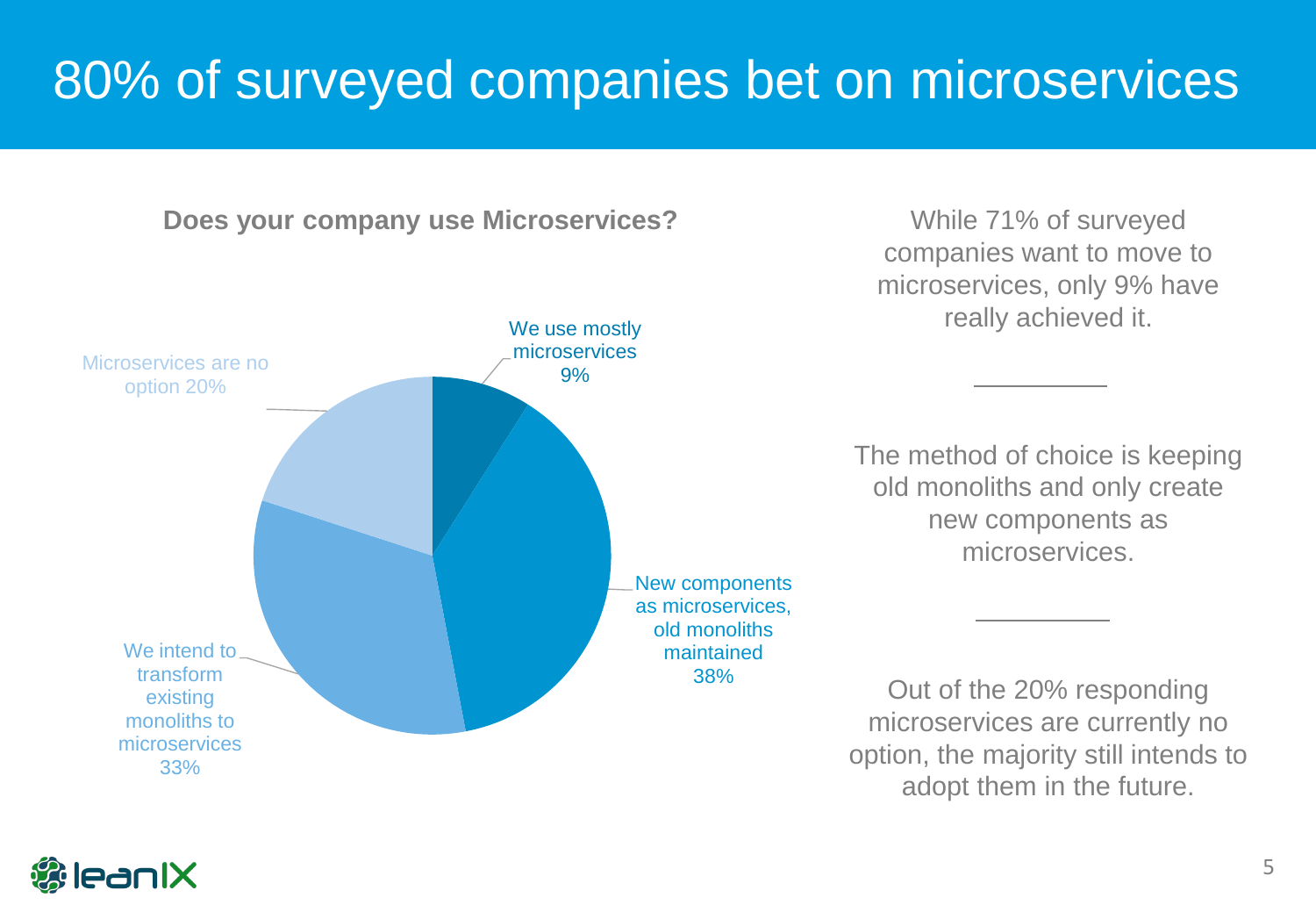# 80% of surveyed companies bet on microservices

**Does your company use Microservices?**

We use mostly microservices 9%

New components as microservices, old monoliths maintained 38%

We intend to transform existing monoliths to microservices 33%

Microservices are no option 20%

While 71% of surveyed companies want to move to microservices, only 9% have really achieved it.

---

The method of choice is keeping old monoliths and only create new components as microservices.

---

Out of the 20% responding microservices are currently no option, the majority still intends to adopt them in the future.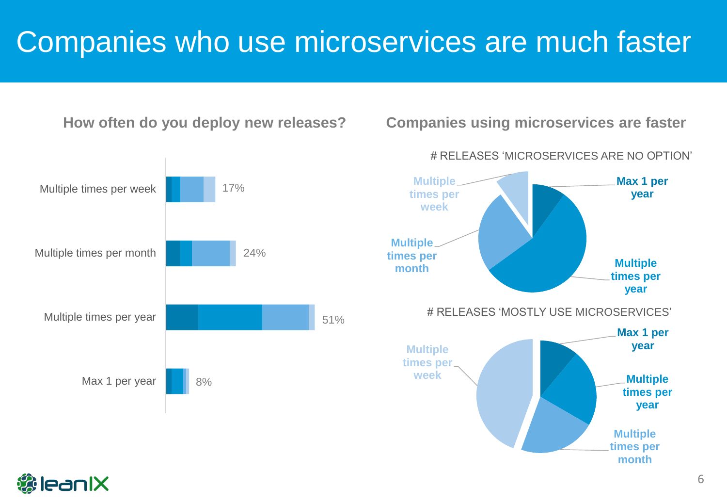# Companies who use microservices are much faster

## How often do you deploy new releases?

Multiple times per week
17%

Multiple times per month
24%

Multiple times per year
51%

Max 1 per year
8%

## Companies using microservices are faster

# RELEASES 'MICROSERVICES ARE NO OPTION'

Multiple times per week

Max 1 per year

Multiple times per month

Multiple times per year

# RELEASES 'MOSTLY USE MICROSERVICES'

Max 1 per year

Multiple times per week

Multiple times per year

Multiple times per month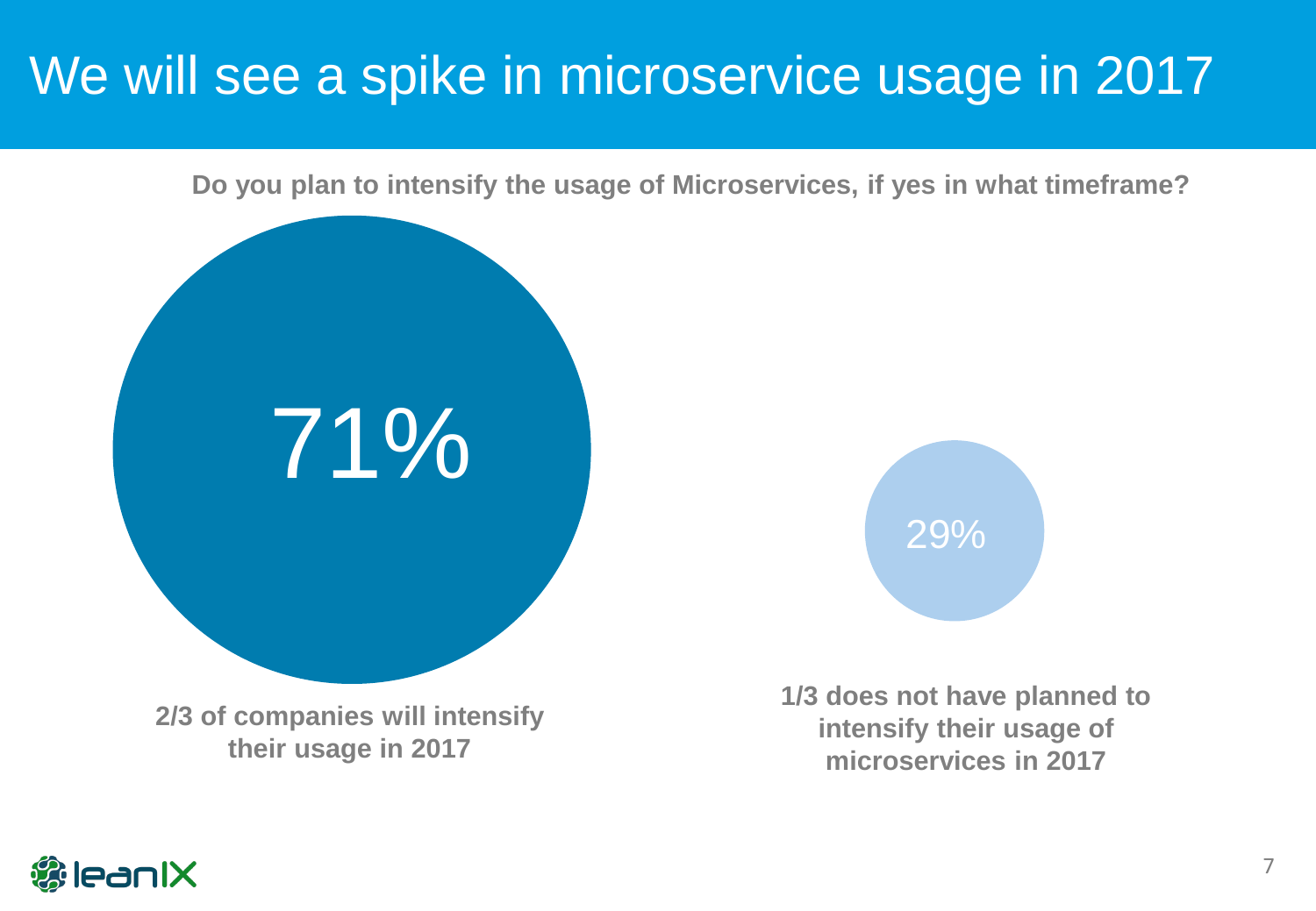# We will see a spike in microservice usage in 2017

**Do you plan to intensify the usage of Microservices, if yes in what timeframe?**

71%

**2/3 of companies will intensify their usage in 2017**

29%

**1/3 does not have planned to intensify their usage of microservices in 2017**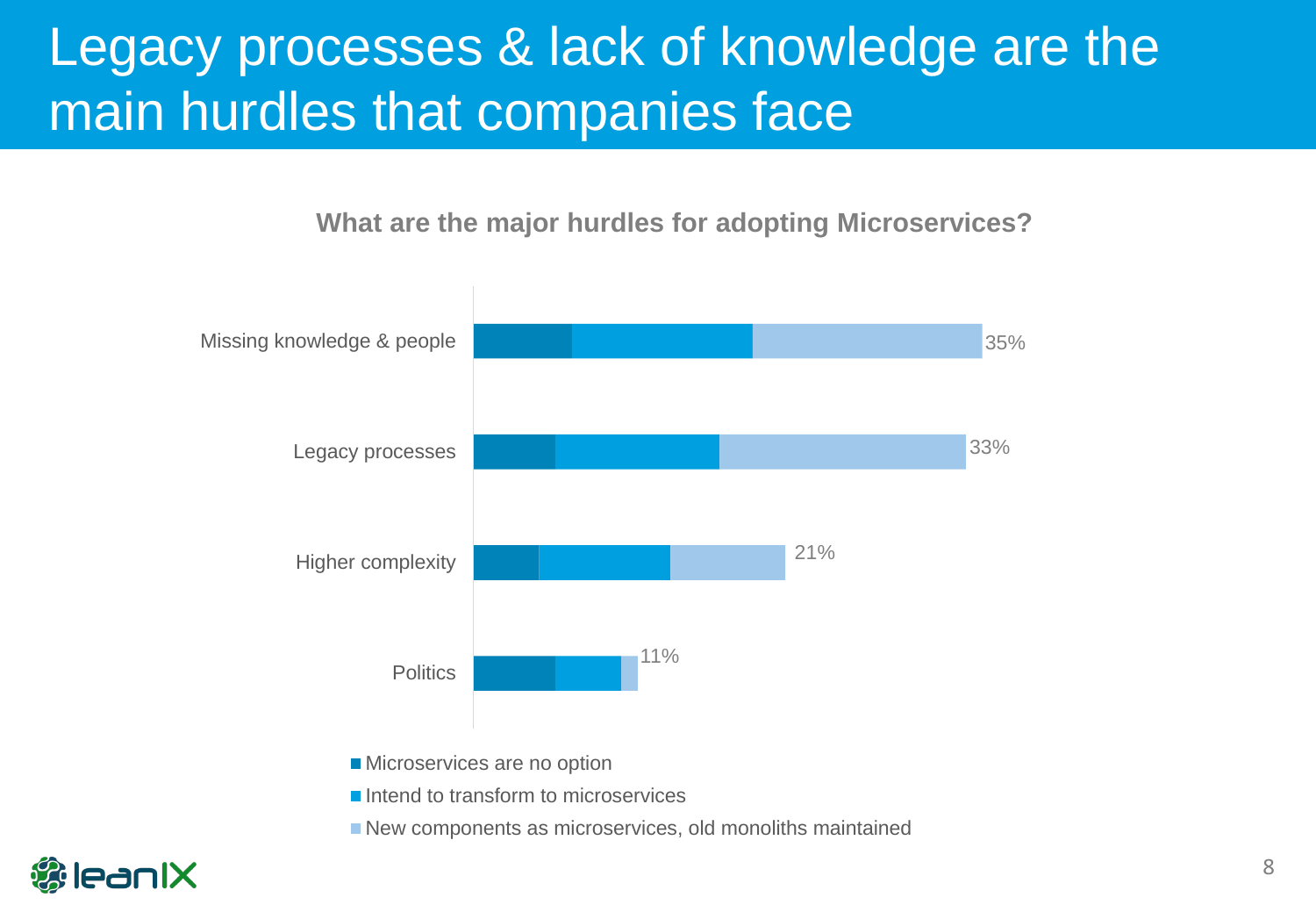# Legacy processes & lack of knowledge are the main hurdles that companies face

**What are the major hurdles for adopting Microservices?**

Missing knowledge & people
35%

Legacy processes
33%

Higher complexity
21%

Politics
11%

- Microservices are no option
- Intend to transform to microservices
- New components as microservices, old monoliths maintained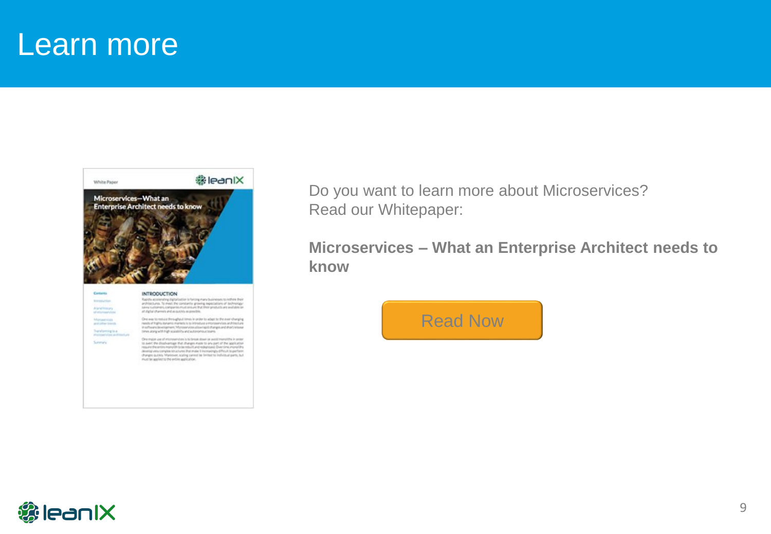# Learn more

Do you want to learn more about Microservices?
Read our Whitepaper:

**Microservices – What an Enterprise Architect needs to know**

Read Now